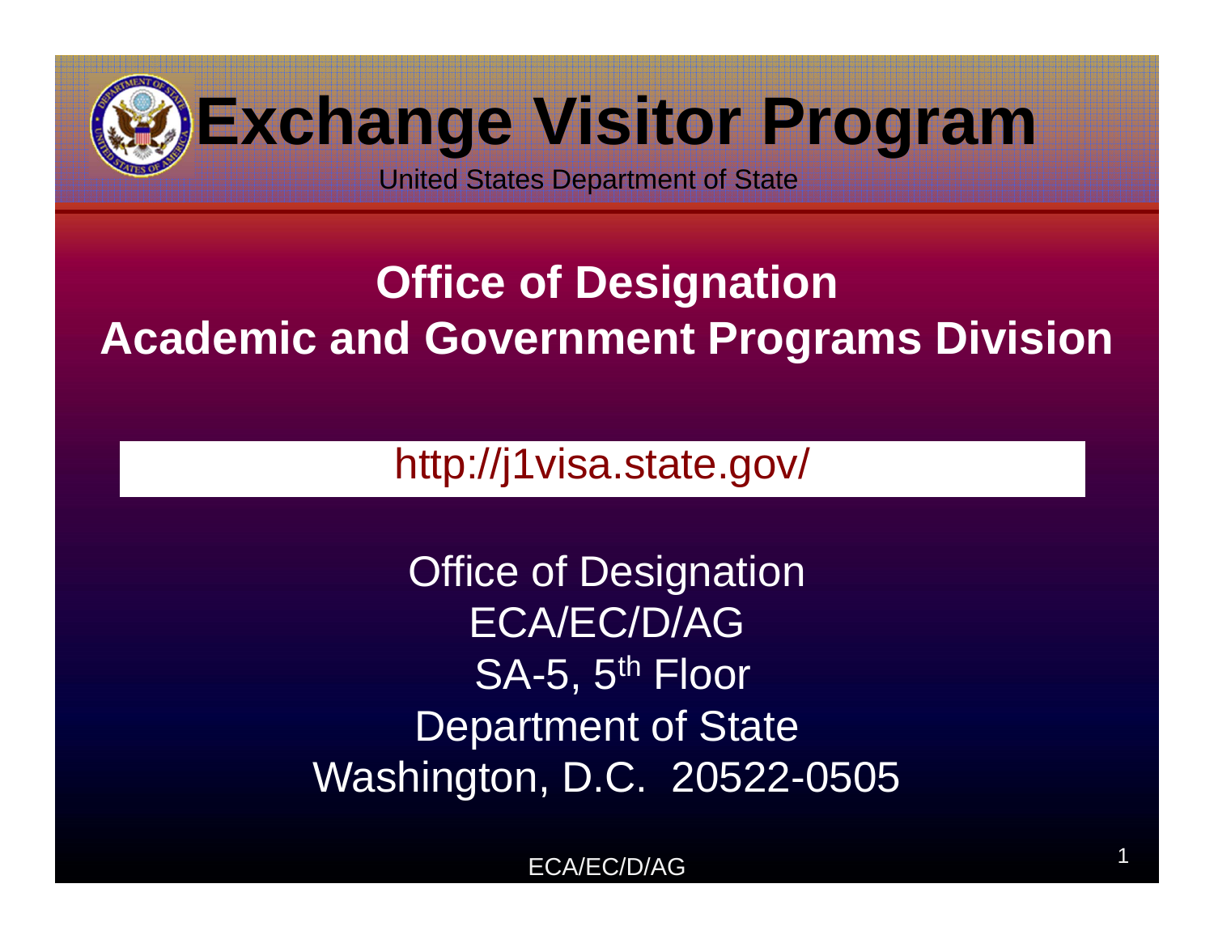# Exchange Visitor Program

United States Department of State

## Office of Designation
## Academic and Government Programs Division

http://j1visa.state.gov/

Office of Designation
ECA/EC/D/AG
SA-5, 5th Floor
Department of State
Washington, D.C.  20522-0505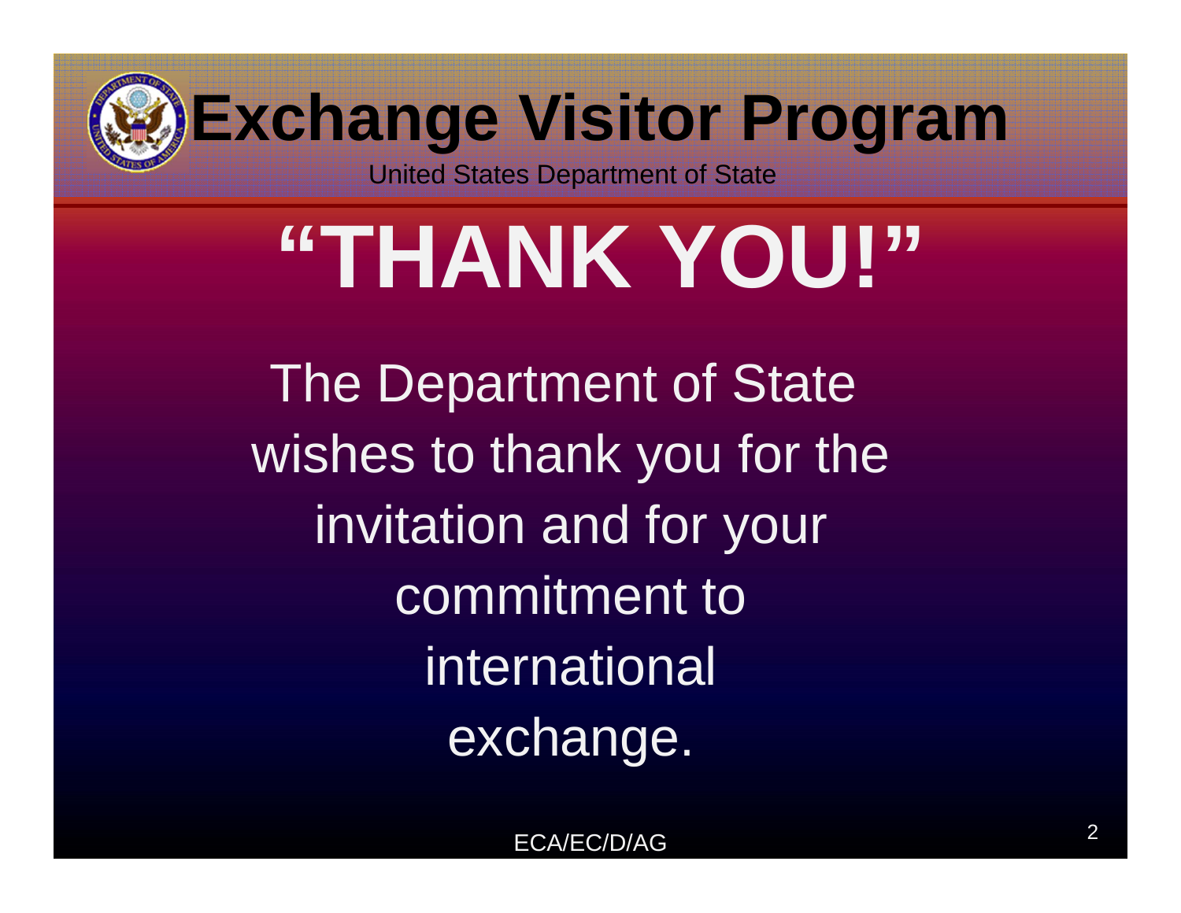# Exchange Visitor Program

United States Department of State

## "THANK YOU!"

The Department of State wishes to thank you for the invitation and for your commitment to international exchange.

ECA/EC/D/AG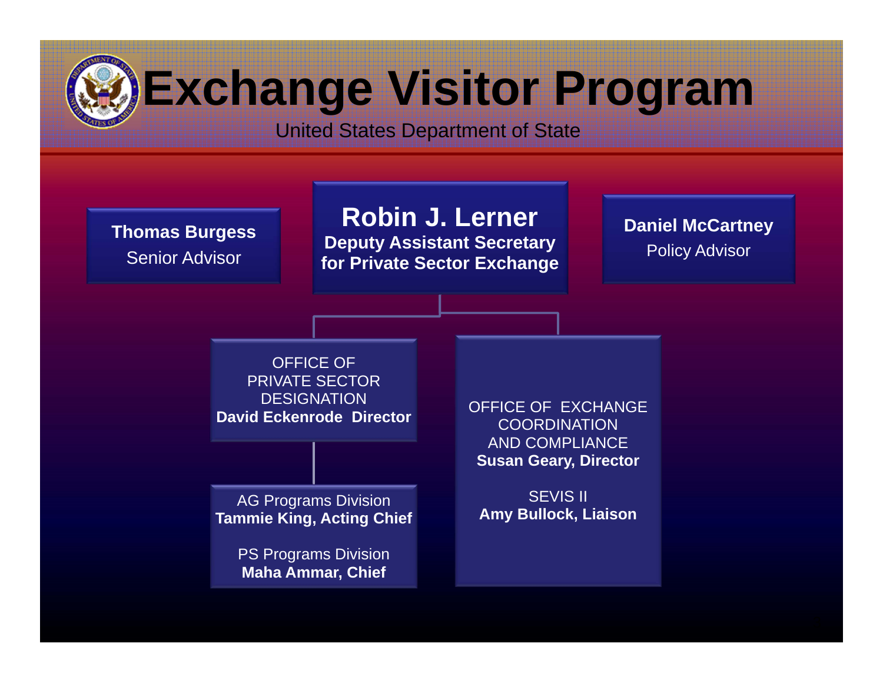# Exchange Visitor Program

United States Department of State

**Thomas Burgess**
Senior Advisor

**Robin J. Lerner**
**Deputy Assistant Secretary for Private Sector Exchange**

**Daniel McCartney**
Policy Advisor

OFFICE OF PRIVATE SECTOR DESIGNATION
**David Eckenrode Director**

AG Programs Division
**Tammie King, Acting Chief**

PS Programs Division
**Maha Ammar, Chief**

OFFICE OF EXCHANGE COORDINATION AND COMPLIANCE
**Susan Geary, Director**

SEVIS II
**Amy Bullock, Liaison**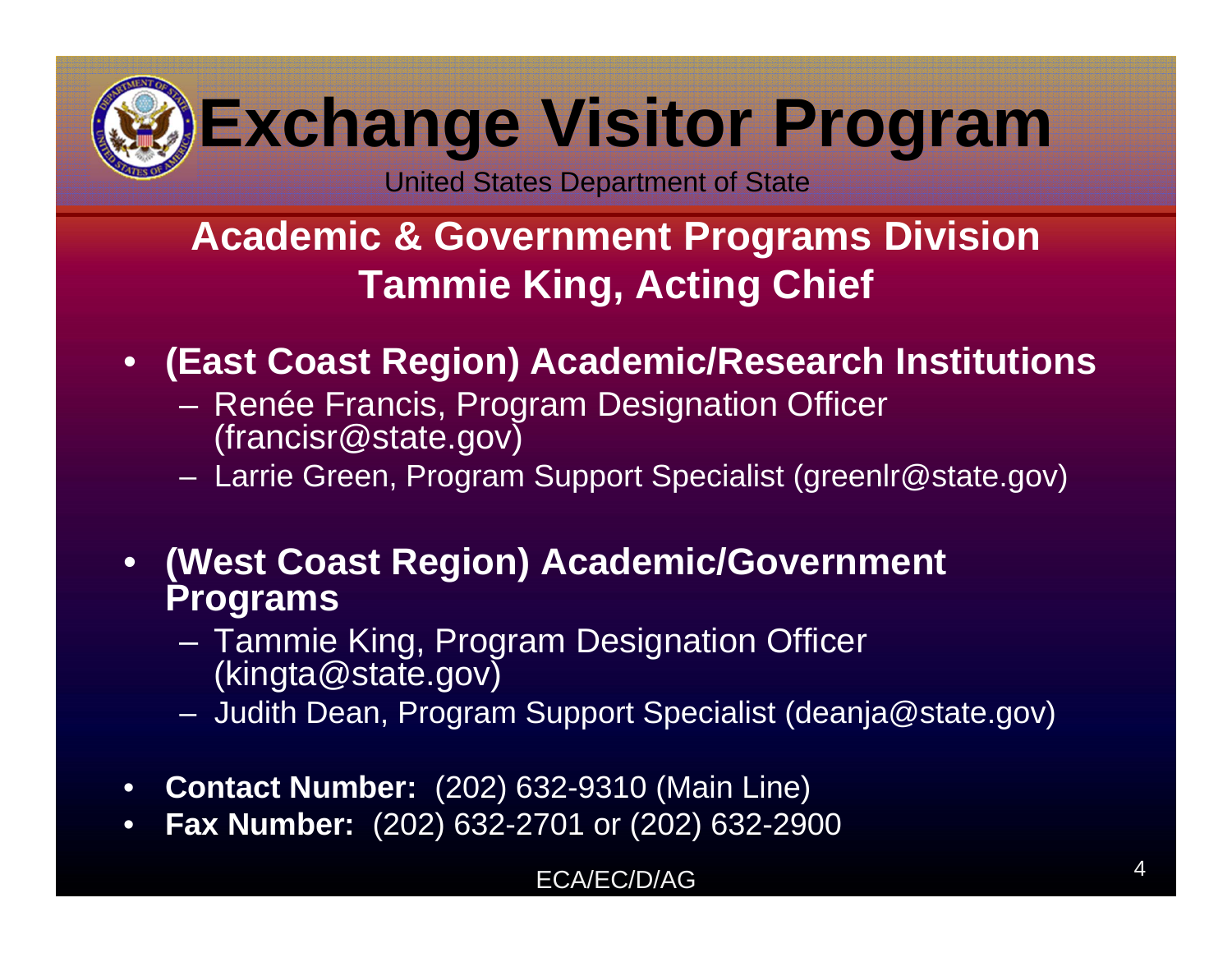# Exchange Visitor Program

United States Department of State

## Academic & Government Programs Division
## Tammie King, Acting Chief

- **(East Coast Region) Academic/Research Institutions**
  - Renée Francis, Program Designation Officer (francisr@state.gov)
  - Larrie Green, Program Support Specialist (greenlr@state.gov)

- **(West Coast Region) Academic/Government Programs**
  - Tammie King, Program Designation Officer (kingta@state.gov)
  - Judith Dean, Program Support Specialist (deanja@state.gov)

- **Contact Number:** (202) 632-9310 (Main Line)
- **Fax Number:** (202) 632-2701 or (202) 632-2900

ECA/EC/D/AG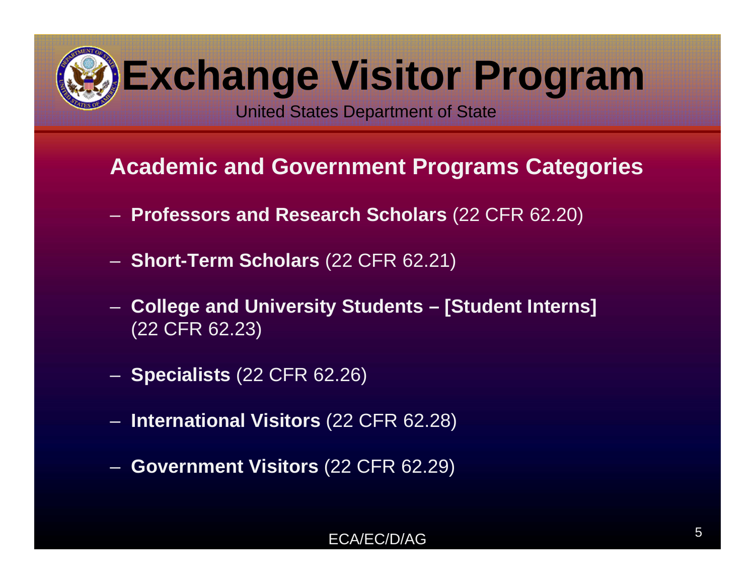# Exchange Visitor Program

United States Department of State

## Academic and Government Programs Categories

- **Professors and Research Scholars** (22 CFR 62.20)
- **Short-Term Scholars** (22 CFR 62.21)
- **College and University Students – [Student Interns]** (22 CFR 62.23)
- **Specialists** (22 CFR 62.26)
- **International Visitors** (22 CFR 62.28)
- **Government Visitors** (22 CFR 62.29)

ECA/EC/D/AG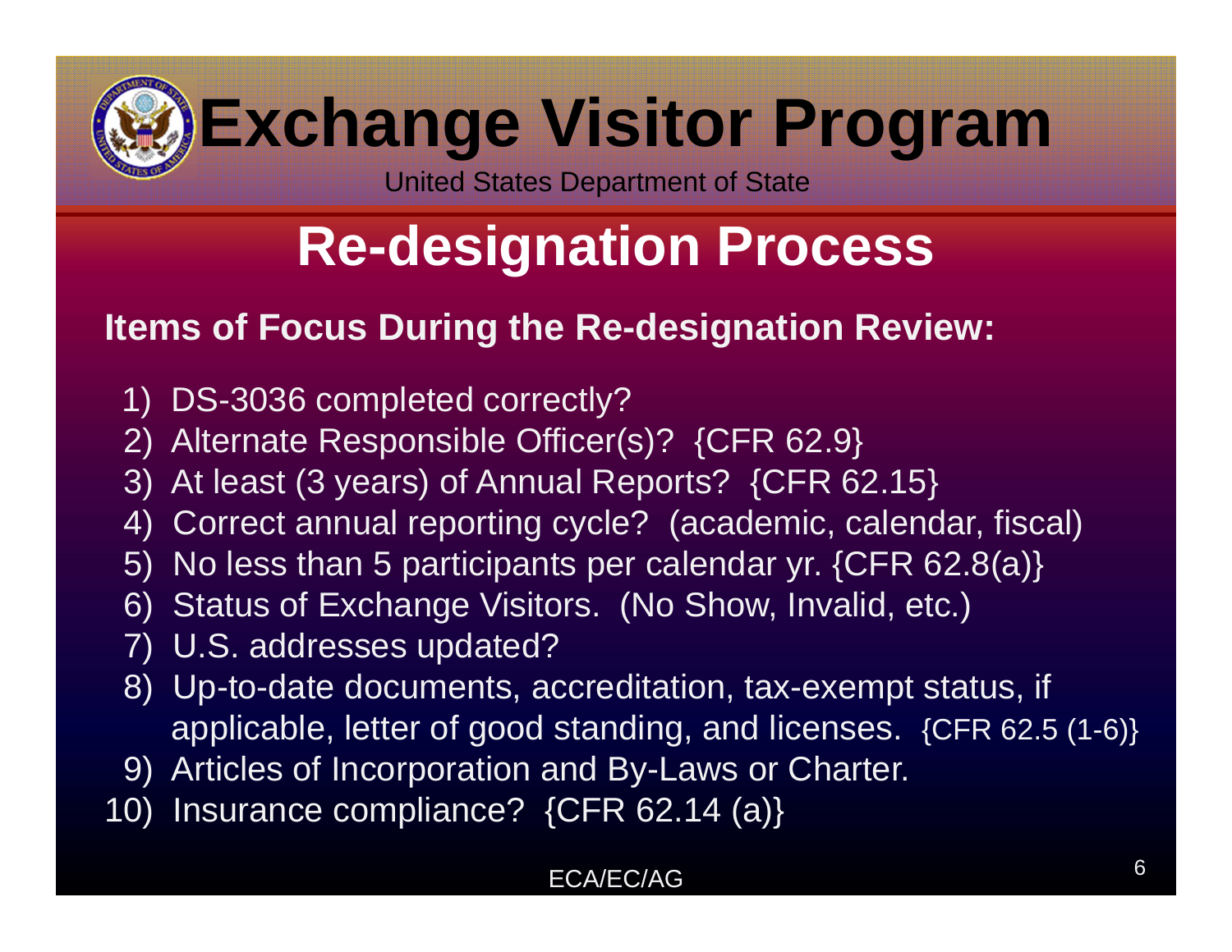# Exchange Visitor Program

United States Department of State

## Re-designation Process

**Items of Focus During the Re-designation Review:**

1) DS-3036 completed correctly?
2) Alternate Responsible Officer(s)? {CFR 62.9}
3) At least (3 years) of Annual Reports? {CFR 62.15}
4) Correct annual reporting cycle? (academic, calendar, fiscal)
5) No less than 5 participants per calendar yr. {CFR 62.8(a)}
6) Status of Exchange Visitors. (No Show, Invalid, etc.)
7) U.S. addresses updated?
8) Up-to-date documents, accreditation, tax-exempt status, if applicable, letter of good standing, and licenses. {CFR 62.5 (1-6)}
9) Articles of Incorporation and By-Laws or Charter.
10) Insurance compliance? {CFR 62.14 (a)}

ECA/EC/AG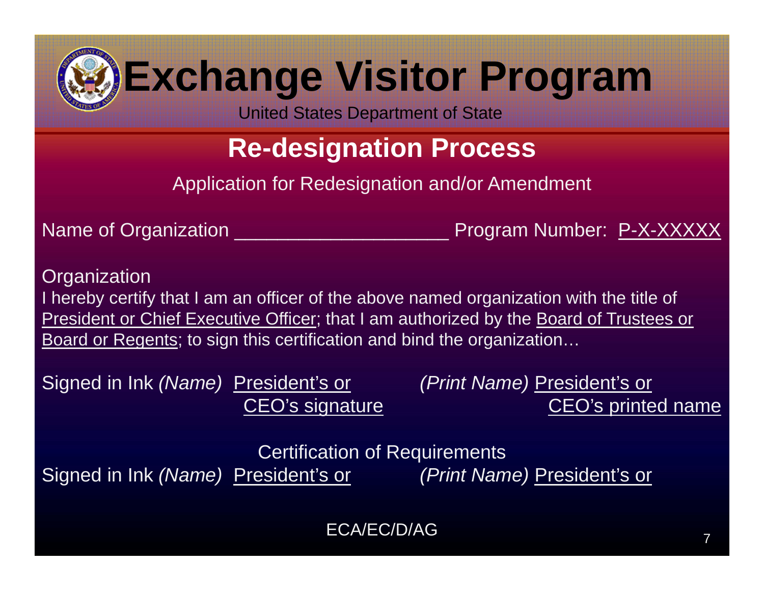# Exchange Visitor Program

United States Department of State

## Re-designation Process

Application for Redesignation and/or Amendment

Name of Organization ____________________ Program Number: P-X-XXXXX

Organization

I hereby certify that I am an officer of the above named organization with the title of President or Chief Executive Officer; that I am authorized by the Board of Trustees or Board or Regents; to sign this certification and bind the organization…

Signed in Ink *(Name)* President's or CEO's signature *(Print Name)* President's or CEO's printed name

Certification of Requirements

Signed in Ink *(Name)* President's or *(Print Name)* President's or

ECA/EC/D/AG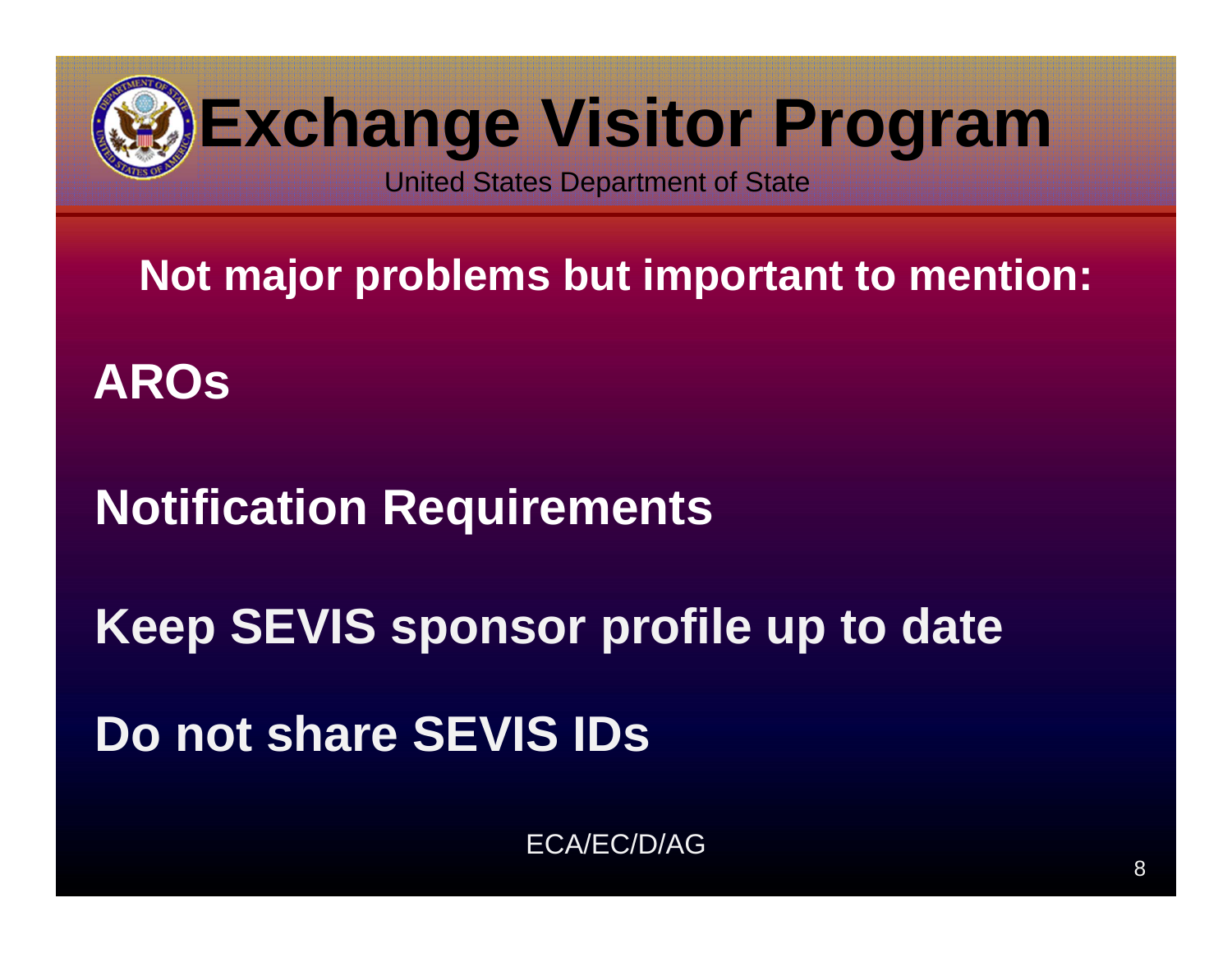# Exchange Visitor Program

United States Department of State

**Not major problems but important to mention:**

**AROs**

**Notification Requirements**

**Keep SEVIS sponsor profile up to date**

**Do not share SEVIS IDs**

ECA/EC/D/AG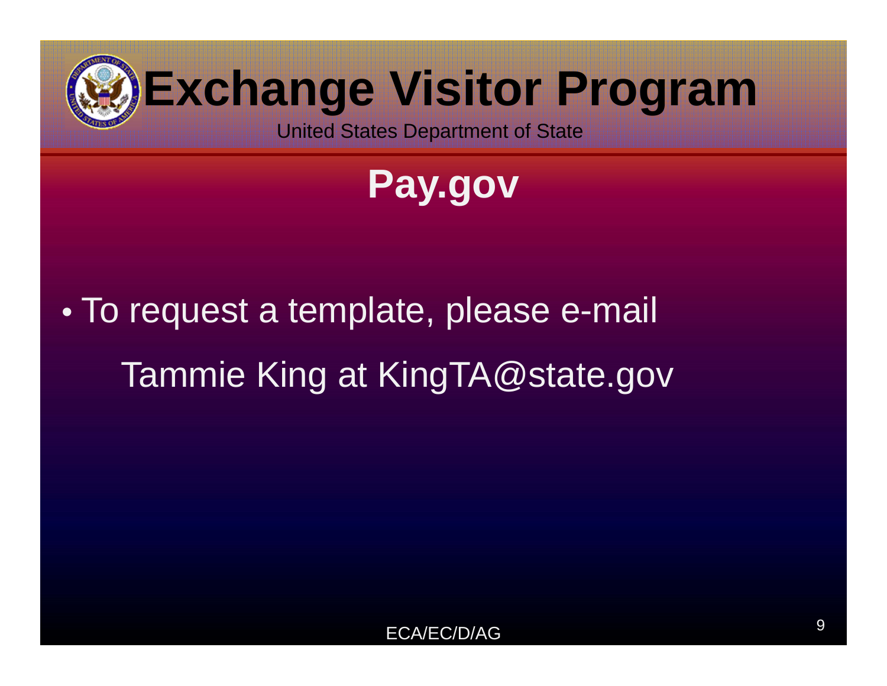# Exchange Visitor Program

United States Department of State

## Pay.gov

- To request a template, please e-mail Tammie King at KingTA@state.gov

ECA/EC/D/AG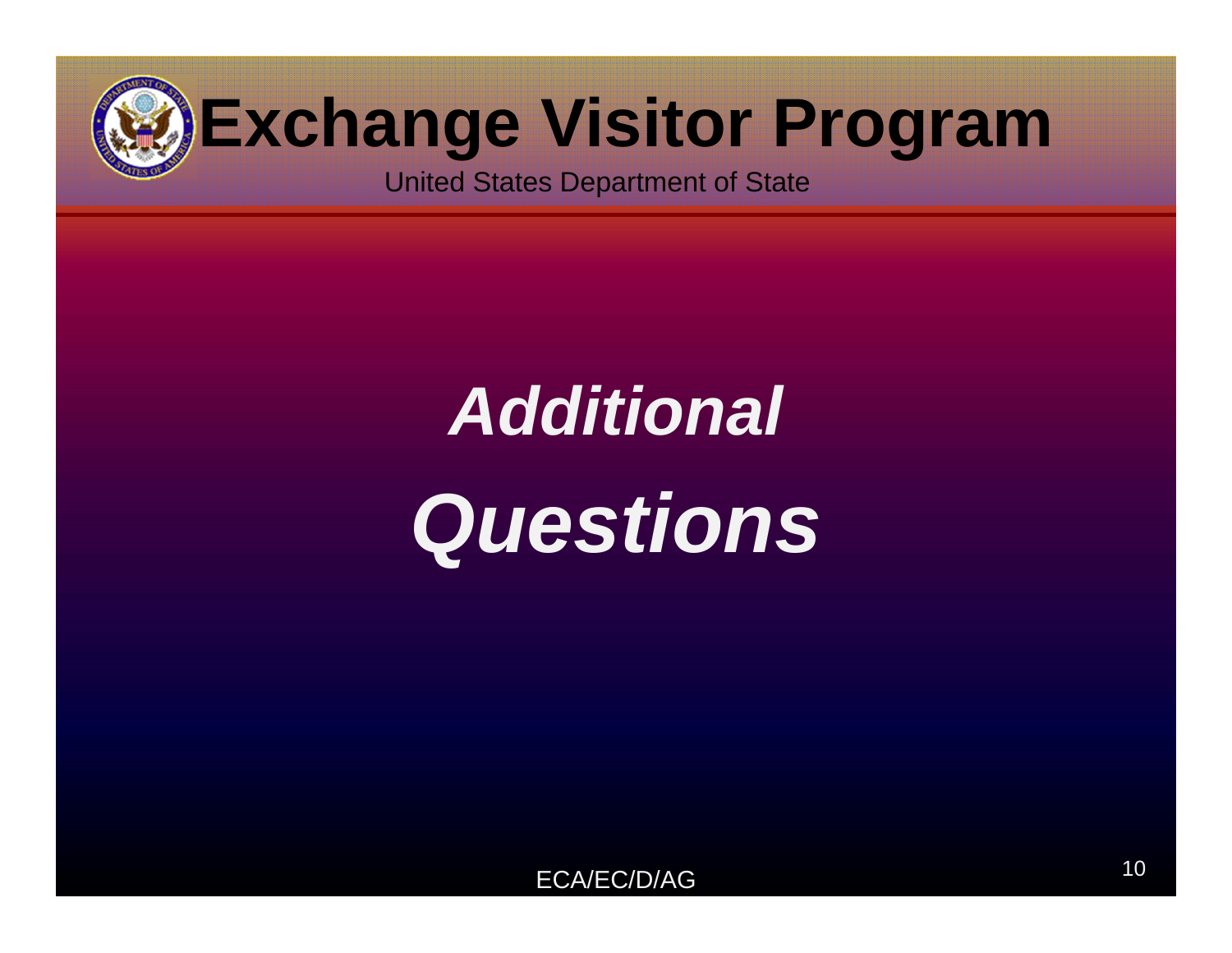# Exchange Visitor Program

United States Department of State

***Additional Questions***

ECA/EC/D/AG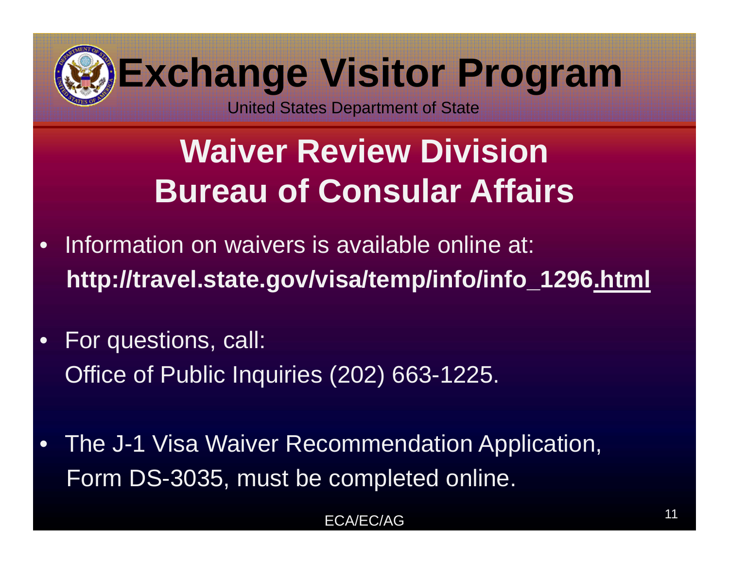# Exchange Visitor Program

United States Department of State

## Waiver Review Division
## Bureau of Consular Affairs

- Information on waivers is available online at:
  **http://travel.state.gov/visa/temp/info/info_1296.html**

- For questions, call:
  Office of Public Inquiries (202) 663-1225.

- The J-1 Visa Waiver Recommendation Application, Form DS-3035, must be completed online.

ECA/EC/AG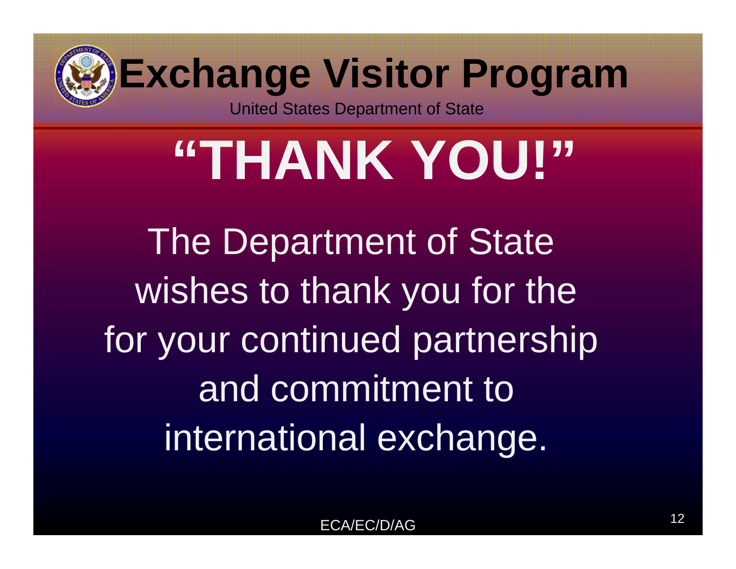# Exchange Visitor Program

United States Department of State

# "THANK YOU!"

The Department of State wishes to thank you for the for your continued partnership and commitment to international exchange.

ECA/EC/D/AG